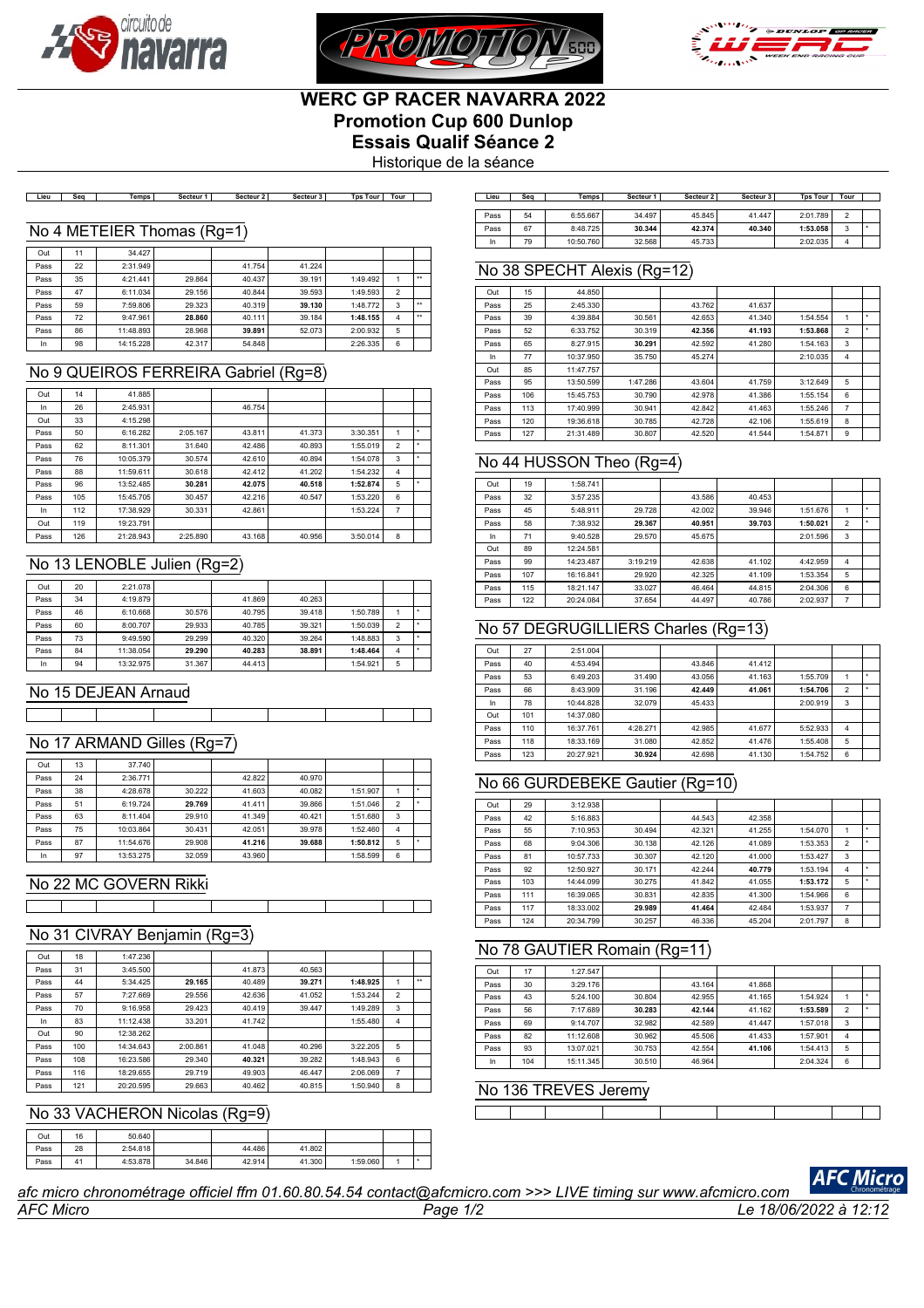# WERC GP RACER NAVARRA 2022
# Promotion Cup 600 Dunlop
# Essais Qualif Séance 2

Historique de la séance

## No 4 METEIER Thomas (Rg=1)

| Lieu | Seq | Temps | Secteur 1 | Secteur 2 | Secteur 3 | Tps Tour | Tour | |
|---|---|---|---|---|---|---|---|---|
| Out | 11 | 34.427 | | | | | | |
| Pass | 22 | 2:31.949 | | 41.754 | 41.224 | | | |
| Pass | 35 | 4:21.441 | 29.864 | 40.437 | 39.191 | 1:49.492 | 1 | ** |
| Pass | 47 | 6:11.034 | 29.156 | 40.844 | 39.593 | 1:49.593 | 2 | |
| Pass | 59 | 7:59.806 | 29.323 | 40.319 | **39.130** | 1:48.772 | 3 | ** |
| Pass | 72 | 9:47.961 | **28.860** | 40.111 | 39.184 | **1:48.155** | 4 | ** |
| Pass | 86 | 11:48.893 | 28.968 | **39.891** | 52.073 | 2:00.932 | 5 | |
| In | 98 | 14:15.228 | 42.317 | 54.848 | | 2:26.335 | 6 | |

## No 9 QUEIROS FERREIRA Gabriel (Rg=8)

| Lieu | Seq | Temps | Secteur 1 | Secteur 2 | Secteur 3 | Tps Tour | Tour | |
|---|---|---|---|---|---|---|---|---|
| Out | 14 | 41.885 | | | | | | |
| In | 26 | 2:45.931 | | 46.754 | | | | |
| Out | 33 | 4:15.298 | | | | | | |
| Pass | 50 | 6:16.282 | 2:05.167 | 43.811 | 41.373 | 3:30.351 | 1 | * |
| Pass | 62 | 8:11.301 | 31.640 | 42.486 | 40.893 | 1:55.019 | 2 | * |
| Pass | 76 | 10:05.379 | 30.574 | 42.610 | 40.894 | 1:54.078 | 3 | * |
| Pass | 88 | 11:59.611 | 30.618 | 42.412 | 41.202 | 1:54.232 | 4 | |
| Pass | 96 | 13:52.485 | **30.281** | **42.075** | **40.518** | **1:52.874** | 5 | * |
| Pass | 105 | 15:45.705 | 30.457 | 42.216 | 40.547 | 1:53.220 | 6 | |
| In | 112 | 17:38.929 | 30.331 | 42.861 | | 1:53.224 | 7 | |
| Out | 119 | 19:23.791 | | | | | | |
| Pass | 126 | 21:28.943 | 2:25.890 | 43.168 | 40.956 | 3:50.014 | 8 | |

## No 13 LENOBLE Julien (Rg=2)

| Lieu | Seq | Temps | Secteur 1 | Secteur 2 | Secteur 3 | Tps Tour | Tour | |
|---|---|---|---|---|---|---|---|---|
| Out | 20 | 2:21.078 | | | | | | |
| Pass | 34 | 4:19.879 | | 41.869 | 40.263 | | | |
| Pass | 46 | 6:10.668 | 30.576 | 40.795 | 39.418 | 1:50.789 | 1 | * |
| Pass | 60 | 8:00.707 | 29.933 | 40.785 | 39.321 | 1:50.039 | 2 | * |
| Pass | 73 | 9:49.590 | 29.299 | 40.320 | 39.264 | 1:48.883 | 3 | * |
| Pass | 84 | 11:38.054 | **29.290** | **40.283** | **38.891** | **1:48.464** | 4 | * |
| In | 94 | 13:32.975 | 31.367 | 44.413 | | 1:54.921 | 5 | |

## No 15 DEJEAN Arnaud

## No 17 ARMAND Gilles (Rg=7)

| Lieu | Seq | Temps | Secteur 1 | Secteur 2 | Secteur 3 | Tps Tour | Tour | |
|---|---|---|---|---|---|---|---|---|
| Out | 13 | 37.740 | | | | | | |
| Pass | 24 | 2:36.771 | | 42.822 | 40.970 | | | |
| Pass | 38 | 4:28.678 | 30.222 | 41.603 | 40.082 | 1:51.907 | 1 | * |
| Pass | 51 | 6:19.724 | **29.769** | 41.411 | 39.866 | 1:51.046 | 2 | * |
| Pass | 63 | 8:11.404 | 29.910 | 41.349 | 40.421 | 1:51.680 | 3 | |
| Pass | 75 | 10:03.864 | 30.431 | 42.051 | 39.978 | 1:52.460 | 4 | |
| Pass | 87 | 11:54.676 | 29.908 | **41.216** | **39.688** | **1:50.812** | 5 | * |
| In | 97 | 13:53.275 | 32.059 | 43.960 | | 1:58.599 | 6 | |

## No 22 MC GOVERN Rikki

## No 31 CIVRAY Benjamin (Rg=3)

| Lieu | Seq | Temps | Secteur 1 | Secteur 2 | Secteur 3 | Tps Tour | Tour | |
|---|---|---|---|---|---|---|---|---|
| Out | 18 | 1:47.236 | | | | | | |
| Pass | 31 | 3:45.500 | | 41.873 | 40.563 | | | |
| Pass | 44 | 5:34.425 | **29.165** | 40.489 | **39.271** | **1:48.925** | 1 | ** |
| Pass | 57 | 7:27.669 | 29.556 | 42.636 | 41.052 | 1:53.244 | 2 | |
| Pass | 70 | 9:16.958 | 29.423 | 40.419 | 39.447 | 1:49.289 | 3 | |
| In | 83 | 11:12.438 | 33.201 | 41.742 | | 1:55.480 | 4 | |
| Out | 90 | 12:38.262 | | | | | | |
| Pass | 100 | 14:34.643 | 2:00.861 | 41.048 | 40.296 | 3:22.205 | 5 | |
| Pass | 108 | 16:23.586 | 29.340 | **40.321** | 39.282 | 1:48.943 | 6 | |
| Pass | 116 | 18:29.655 | 29.719 | 49.903 | 46.447 | 2:06.069 | 7 | |
| Pass | 121 | 20:20.595 | 29.663 | 40.462 | 40.815 | 1:50.940 | 8 | |

## No 33 VACHERON Nicolas (Rg=9)

| Lieu | Seq | Temps | Secteur 1 | Secteur 2 | Secteur 3 | Tps Tour | Tour | |
|---|---|---|---|---|---|---|---|---|
| Out | 16 | 50.640 | | | | | | |
| Pass | 28 | 2:54.818 | | 44.486 | 41.802 | | | |
| Pass | 41 | 4:53.878 | 34.846 | 42.914 | 41.300 | 1:59.060 | 1 | * |
| Pass | 54 | 6:55.667 | 34.497 | 45.845 | 41.447 | 2:01.789 | 2 | |
| Pass | 67 | 8:48.725 | **30.344** | **42.374** | **40.340** | **1:53.058** | 3 | * |
| In | 79 | 10:50.760 | 32.568 | 45.733 | | 2:02.035 | 4 | |

## No 38 SPECHT Alexis (Rg=12)

| Lieu | Seq | Temps | Secteur 1 | Secteur 2 | Secteur 3 | Tps Tour | Tour | |
|---|---|---|---|---|---|---|---|---|
| Out | 15 | 44.850 | | | | | | |
| Pass | 25 | 2:45.330 | | 43.762 | 41.637 | | | |
| Pass | 39 | 4:39.884 | 30.561 | 42.653 | 41.340 | 1:54.554 | 1 | * |
| Pass | 52 | 6:33.752 | 30.319 | **42.356** | **41.193** | **1:53.868** | 2 | * |
| Pass | 65 | 8:27.915 | **30.291** | 42.592 | 41.280 | 1:54.163 | 3 | |
| In | 77 | 10:37.950 | 35.750 | 45.274 | | 2:10.035 | 4 | |
| Out | 85 | 11:47.757 | | | | | | |
| Pass | 95 | 13:50.599 | 1:47.286 | 43.604 | 41.759 | 3:12.649 | 5 | |
| Pass | 106 | 15:45.753 | 30.790 | 42.978 | 41.386 | 1:55.154 | 6 | |
| Pass | 113 | 17:40.999 | 30.941 | 42.842 | 41.463 | 1:55.246 | 7 | |
| Pass | 120 | 19:36.618 | 30.785 | 42.728 | 42.106 | 1:55.619 | 8 | |
| Pass | 127 | 21:31.489 | 30.807 | 42.520 | 41.544 | 1:54.871 | 9 | |

## No 44 HUSSON Theo (Rg=4)

| Lieu | Seq | Temps | Secteur 1 | Secteur 2 | Secteur 3 | Tps Tour | Tour | |
|---|---|---|---|---|---|---|---|---|
| Out | 19 | 1:58.741 | | | | | | |
| Pass | 32 | 3:57.235 | | 43.586 | 40.453 | | | |
| Pass | 45 | 5:48.911 | 29.728 | 42.002 | 39.946 | 1:51.676 | 1 | * |
| Pass | 58 | 7:38.932 | **29.367** | **40.951** | **39.703** | **1:50.021** | 2 | * |
| In | 71 | 9:40.528 | 29.570 | 45.675 | | 2:01.596 | 3 | |
| Out | 89 | 12:24.581 | | | | | | |
| Pass | 99 | 14:23.487 | 3:19.219 | 42.638 | 41.102 | 4:42.959 | 4 | |
| Pass | 107 | 16:16.841 | 29.920 | 42.325 | 41.109 | 1:53.354 | 5 | |
| Pass | 115 | 18:21.147 | 33.027 | 46.464 | 44.815 | 2:04.306 | 6 | |
| Pass | 122 | 20:24.084 | 37.654 | 44.497 | 40.786 | 2:02.937 | 7 | |

## No 57 DEGRUGILLIERS Charles (Rg=13)

| Lieu | Seq | Temps | Secteur 1 | Secteur 2 | Secteur 3 | Tps Tour | Tour | |
|---|---|---|---|---|---|---|---|---|
| Out | 27 | 2:51.004 | | | | | | |
| Pass | 40 | 4:53.494 | | 43.846 | 41.412 | | | |
| Pass | 53 | 6:49.203 | 31.490 | 43.056 | 41.163 | 1:55.709 | 1 | * |
| Pass | 66 | 8:43.909 | 31.196 | **42.449** | **41.061** | **1:54.706** | 2 | * |
| In | 78 | 10:44.828 | 32.079 | 45.433 | | 2:00.919 | 3 | |
| Out | 101 | 14:37.080 | | | | | | |
| Pass | 110 | 16:37.761 | 4:28.271 | 42.985 | 41.677 | 5:52.933 | 4 | |
| Pass | 118 | 18:33.169 | 31.080 | 42.852 | 41.476 | 1:55.408 | 5 | |
| Pass | 123 | 20:27.921 | **30.924** | 42.698 | 41.130 | 1:54.752 | 6 | |

## No 66 GURDEBEKE Gautier (Rg=10)

| Lieu | Seq | Temps | Secteur 1 | Secteur 2 | Secteur 3 | Tps Tour | Tour | |
|---|---|---|---|---|---|---|---|---|
| Out | 29 | 3:12.938 | | | | | | |
| Pass | 42 | 5:16.883 | | 44.543 | 42.358 | | | |
| Pass | 55 | 7:10.953 | 30.494 | 42.321 | 41.255 | 1:54.070 | 1 | * |
| Pass | 68 | 9:04.306 | 30.138 | 42.126 | 41.089 | 1:53.353 | 2 | * |
| Pass | 81 | 10:57.733 | 30.307 | 42.120 | 41.000 | 1:53.427 | 3 | |
| Pass | 92 | 12:50.927 | 30.171 | 42.244 | **40.779** | 1:53.194 | 4 | * |
| Pass | 103 | 14:44.099 | 30.275 | 41.842 | 41.055 | **1:53.172** | 5 | * |
| Pass | 111 | 16:39.065 | 30.831 | 42.835 | 41.300 | 1:54.966 | 6 | |
| Pass | 117 | 18:33.002 | **29.989** | **41.464** | 42.484 | 1:53.937 | 7 | |
| Pass | 124 | 20:34.799 | 30.257 | 46.336 | 45.204 | 2:01.797 | 8 | |

## No 78 GAUTIER Romain (Rg=11)

| Lieu | Seq | Temps | Secteur 1 | Secteur 2 | Secteur 3 | Tps Tour | Tour | |
|---|---|---|---|---|---|---|---|---|
| Out | 17 | 1:27.547 | | | | | | |
| Pass | 30 | 3:29.176 | | 43.164 | 41.868 | | | |
| Pass | 43 | 5:24.100 | 30.804 | 42.955 | 41.165 | 1:54.924 | 1 | * |
| Pass | 56 | 7:17.689 | **30.283** | **42.144** | 41.162 | **1:53.589** | 2 | * |
| Pass | 69 | 9:14.707 | 32.982 | 42.589 | 41.447 | 1:57.018 | 3 | |
| Pass | 82 | 11:12.608 | 30.962 | 45.506 | 41.433 | 1:57.901 | 4 | |
| Pass | 93 | 13:07.021 | 30.753 | 42.554 | **41.106** | 1:54.413 | 5 | |
| In | 104 | 15:11.345 | 30.510 | 46.964 | | 2:04.324 | 6 | |

## No 136 TREVES Jeremy

*afc micro chronométrage officiel ffm 01.60.80.54.54 contact@afcmicro.com >>> LIVE timing sur www.afcmicro.com*

*AFC Micro* — Page 1/2 — *Le 18/06/2022 à 12:12*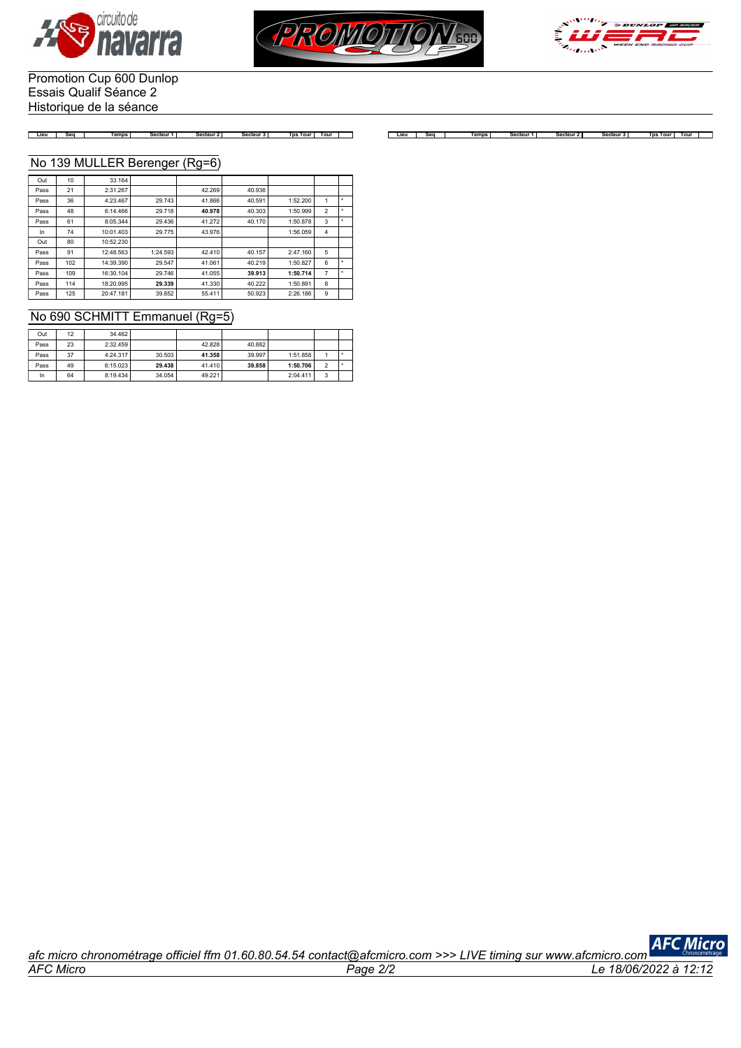Promotion Cup 600 Dunlop
Essais Qualif Séance 2
Historique de la séance

## No 139 MULLER Berenger (Rg=6)

| Lieu | Seq | Temps | Secteur 1 | Secteur 2 | Secteur 3 | Tps Tour | Tour | |
|---|---|---|---|---|---|---|---|---|
| Out | 10 | 33.164 | | | | | | |
| Pass | 21 | 2:31.267 | | 42.269 | 40.936 | | | |
| Pass | 36 | 4:23.467 | 29.743 | 41.866 | 40.591 | 1:52.200 | 1 | * |
| Pass | 48 | 6:14.466 | 29.718 | **40.978** | 40.303 | 1:50.999 | 2 | * |
| Pass | 61 | 8:05.344 | 29.436 | 41.272 | 40.170 | 1:50.878 | 3 | * |
| In | 74 | 10:01.403 | 29.775 | 43.976 | | 1:56.059 | 4 | |
| Out | 80 | 10:52.230 | | | | | | |
| Pass | 91 | 12:48.563 | 1:24.593 | 42.410 | 40.157 | 2:47.160 | 5 | |
| Pass | 102 | 14:39.390 | 29.547 | 41.061 | 40.219 | 1:50.827 | 6 | * |
| Pass | 109 | 16:30.104 | 29.746 | 41.055 | **39.913** | **1:50.714** | 7 | * |
| Pass | 114 | 18:20.995 | **29.339** | 41.330 | 40.222 | 1:50.891 | 8 | |
| Pass | 125 | 20:47.181 | 39.852 | 55.411 | 50.923 | 2:26.186 | 9 | |

## No 690 SCHMITT Emmanuel (Rg=5)

| Lieu | Seq | Temps | Secteur 1 | Secteur 2 | Secteur 3 | Tps Tour | Tour | |
|---|---|---|---|---|---|---|---|---|
| Out | 12 | 34.462 | | | | | | |
| Pass | 23 | 2:32.459 | | 42.828 | 40.882 | | | |
| Pass | 37 | 4:24.317 | 30.503 | **41.358** | 39.997 | 1:51.858 | 1 | * |
| Pass | 49 | 6:15.023 | **29.438** | 41.410 | **39.858** | **1:50.706** | 2 | * |
| In | 64 | 8:19.434 | 34.054 | 49.221 | | 2:04.411 | 3 | |

*afc micro chronométrage officiel ffm 01.60.80.54.54 contact@afcmicro.com >>> LIVE timing sur www.afcmicro.com*

*AFC Micro* — *Le 18/06/2022 à 12:12*